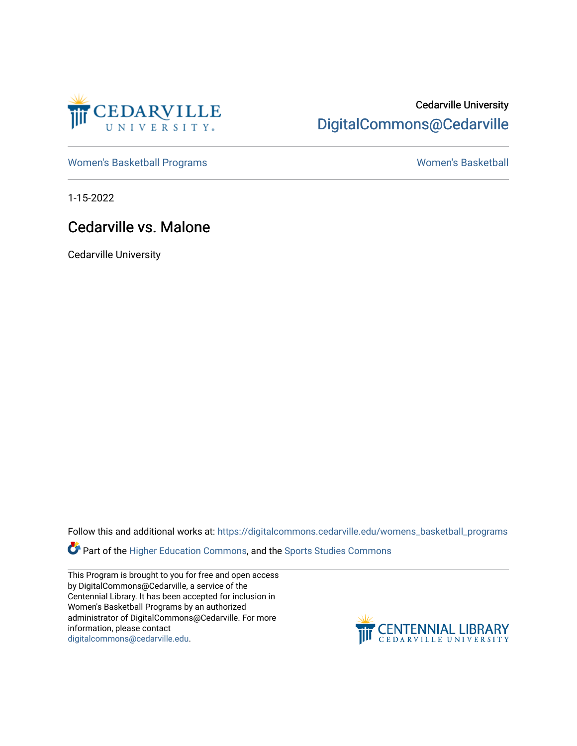Cedarville University
DigitalCommons@Cedarville

Women's Basketball Programs

Women's Basketball

1-15-2022

# Cedarville vs. Malone

Cedarville University

Follow this and additional works at: https://digitalcommons.cedarville.edu/womens_basketball_programs

Part of the Higher Education Commons, and the Sports Studies Commons

This Program is brought to you for free and open access by DigitalCommons@Cedarville, a service of the Centennial Library. It has been accepted for inclusion in Women's Basketball Programs by an authorized administrator of DigitalCommons@Cedarville. For more information, please contact digitalcommons@cedarville.edu.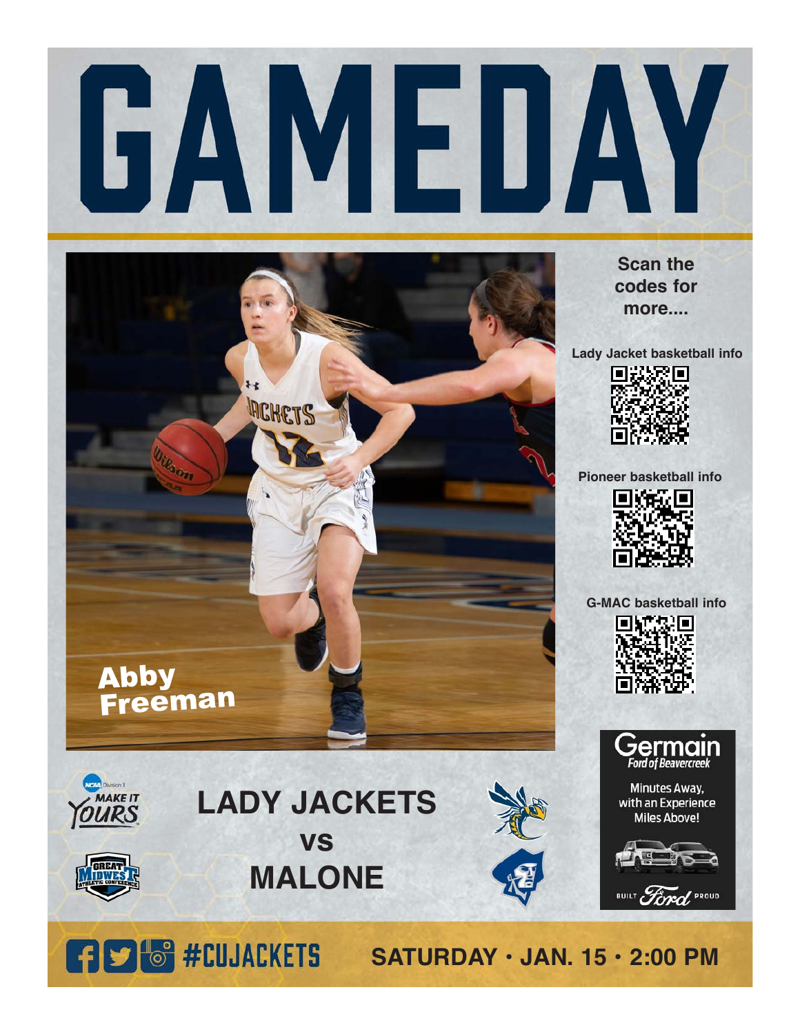# GAMEDAY

Abby Freeman

Scan the codes for more....

Lady Jacket basketball info

Pioneer basketball info

G-MAC basketball info

Germain Ford of Beavercreek

Minutes Away, with an Experience Miles Above!

BUILT Ford PROUD

NCAA Division II MAKE IT YOURS

GREAT MIDWEST ATHLETIC CONFERENCE

## LADY JACKETS
## vs
## MALONE

#CUJACKETS

**SATURDAY • JAN. 15 • 2:00 PM**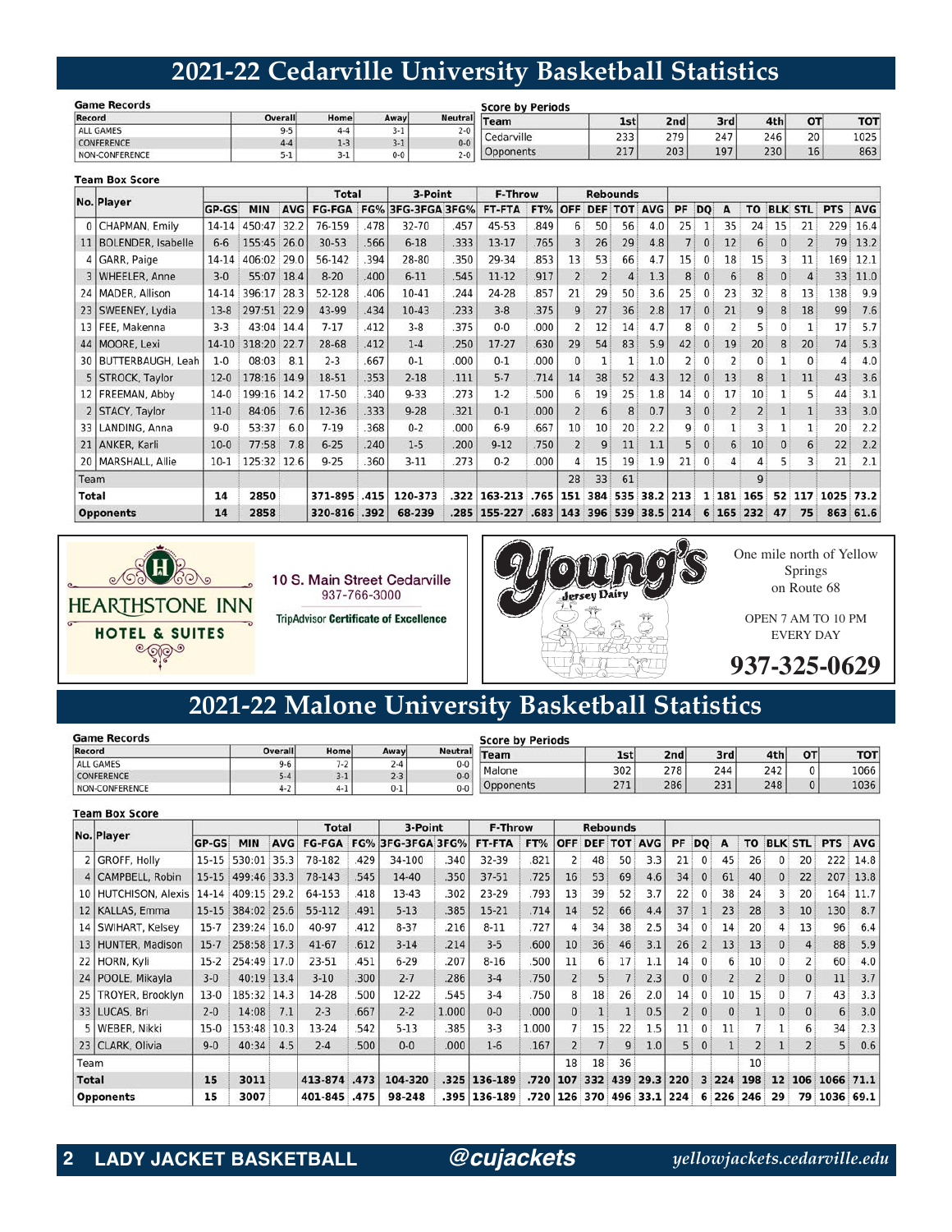# 2021-22 Cedarville University Basketball Statistics

**Game Records**

| Record | Overall | Home | Away | Neutral |
|---|---|---|---|---|
| ALL GAMES | 9-5 | 4-4 | 3-1 | 2-0 |
| CONFERENCE | 4-4 | 1-3 | 3-1 | 0-0 |
| NON-CONFERENCE | 5-1 | 3-1 | 0-0 | 2-0 |

**Score by Periods**

| Team | 1st | 2nd | 3rd | 4th | OT | TOT |
|---|---|---|---|---|---|---|
| Cedarville | 233 | 279 | 247 | 246 | 20 | 1025 |
| Opponents | 217 | 203 | 197 | 230 | 16 | 863 |

**Team Box Score**

| No. | Player | GP-GS | MIN | AVG | Total FG-FGA | FG% | 3-Point 3FG-3FGA | 3FG% | F-Throw FT-FTA | FT% | Rebounds OFF | DEF | TOT | AVG | PF | DQ | A | TO | BLK | STL | PTS | AVG |
|---|---|---|---|---|---|---|---|---|---|---|---|---|---|---|---|---|---|---|---|---|---|---|
| 0 | CHAPMAN, Emily | 14-14 | 450:47 | 32.2 | 76-159 | .478 | 32-70 | .457 | 45-53 | .849 | 6 | 50 | 56 | 4.0 | 25 | 1 | 35 | 24 | 15 | 21 | 229 | 16.4 |
| 11 | BOLENDER, Isabelle | 6-6 | 155:45 | 26.0 | 30-53 | .566 | 6-18 | .333 | 13-17 | .765 | 3 | 26 | 29 | 4.8 | 7 | 0 | 12 | 6 | 0 | 2 | 79 | 13.2 |
| 4 | GARR, Paige | 14-14 | 406:02 | 29.0 | 56-142 | .394 | 28-80 | .350 | 29-34 | .853 | 13 | 53 | 66 | 4.7 | 15 | 0 | 18 | 15 | 3 | 11 | 169 | 12.1 |
| 3 | WHEELER, Anne | 3-0 | 55:07 | 18.4 | 8-20 | .400 | 6-11 | .545 | 11-12 | .917 | 2 | 2 | 4 | 1.3 | 8 | 0 | 6 | 8 | 0 | 4 | 33 | 11.0 |
| 24 | MADER, Allison | 14-14 | 396:17 | 28.3 | 52-128 | .406 | 10-41 | .244 | 24-28 | .857 | 21 | 29 | 50 | 3.6 | 25 | 0 | 23 | 32 | 8 | 13 | 138 | 9.9 |
| 23 | SWEENEY, Lydia | 13-8 | 297:51 | 22.9 | 43-99 | .434 | 10-43 | .233 | 3-8 | .375 | 9 | 27 | 36 | 2.8 | 17 | 0 | 21 | 9 | 8 | 18 | 99 | 7.6 |
| 13 | FEE, Makenna | 3-3 | 43:04 | 14.4 | 7-17 | .412 | 3-8 | .375 | 0-0 | .000 | 2 | 12 | 14 | 4.7 | 8 | 0 | 2 | 5 | 0 | 1 | 17 | 5.7 |
| 44 | MOORE, Lexi | 14-10 | 318:20 | 22.7 | 28-68 | .412 | 1-4 | .250 | 17-27 | .630 | 29 | 54 | 83 | 5.9 | 42 | 0 | 19 | 20 | 8 | 20 | 74 | 5.3 |
| 30 | BUTTERBAUGH, Leah | 1-0 | 08:03 | 8.1 | 2-3 | .667 | 0-1 | .000 | 0-1 | .000 | 0 | 1 | 1 | 1.0 | 2 | 0 | 2 | 0 | 1 | 0 | 4 | 4.0 |
| 5 | STROCK, Taylor | 12-0 | 178:16 | 14.9 | 18-51 | .353 | 2-18 | .111 | 5-7 | .714 | 14 | 38 | 52 | 4.3 | 12 | 0 | 13 | 8 | 1 | 11 | 43 | 3.6 |
| 12 | FREEMAN, Abby | 14-0 | 199:16 | 14.2 | 17-50 | .340 | 9-33 | .273 | 1-2 | .500 | 6 | 19 | 25 | 1.8 | 14 | 0 | 17 | 10 | 1 | 5 | 44 | 3.1 |
| 2 | STACY, Taylor | 11-0 | 84:06 | 7.6 | 12-36 | .333 | 9-28 | .321 | 0-1 | .000 | 2 | 6 | 8 | 0.7 | 3 | 0 | 2 | 2 | 1 | 1 | 33 | 3.0 |
| 33 | LANDING, Anna | 9-0 | 53:37 | 6.0 | 7-19 | .368 | 0-2 | .000 | 6-9 | .667 | 10 | 10 | 20 | 2.2 | 9 | 0 | 1 | 3 | 1 | 1 | 20 | 2.2 |
| 21 | ANKER, Karli | 10-0 | 77:58 | 7.8 | 6-25 | .240 | 1-5 | .200 | 9-12 | .750 | 2 | 9 | 11 | 1.1 | 5 | 0 | 6 | 10 | 0 | 6 | 22 | 2.2 |
| 20 | MARSHALL, Allie | 10-1 | 125:32 | 12.6 | 9-25 | .360 | 3-11 | .273 | 0-2 | .000 | 4 | 15 | 19 | 1.9 | 21 | 0 | 4 | 4 | 5 | 3 | 21 | 2.1 |
| | Team | | | | | | | | | | 28 | 33 | 61 | | | | | 9 | | | | |
| | **Total** | 14 | 2850 | | 371-895 | .415 | 120-373 | .322 | 163-213 | .765 | 151 | 384 | 535 | 38.2 | 213 | 1 | 181 | 165 | 52 | 117 | 1025 | 73.2 |
| | **Opponents** | 14 | 2858 | | 320-816 | .392 | 68-239 | .285 | 155-227 | .683 | 143 | 396 | 539 | 38.5 | 214 | 6 | 165 | 232 | 47 | 75 | 863 | 61.6 |

HEARTHSTONE INN HOTEL & SUITES

10 S. Main Street Cedarville
937-766-3000
TripAdvisor **Certificate of Excellence**

Young's Jersey Dairy

One mile north of Yellow Springs on Route 68

OPEN 7 AM TO 10 PM EVERY DAY

**937-325-0629**

# 2021-22 Malone University Basketball Statistics

**Game Records**

| Record | Overall | Home | Away | Neutral |
|---|---|---|---|---|
| ALL GAMES | 9-6 | 7-2 | 2-4 | 0-0 |
| CONFERENCE | 5-4 | 3-1 | 2-3 | 0-0 |
| NON-CONFERENCE | 4-2 | 4-1 | 0-1 | 0-0 |

**Score by Periods**

| Team | 1st | 2nd | 3rd | 4th | OT | TOT |
|---|---|---|---|---|---|---|
| Malone | 302 | 278 | 244 | 242 | 0 | 1066 |
| Opponents | 271 | 286 | 231 | 248 | 0 | 1036 |

**Team Box Score**

| No. | Player | GP-GS | MIN | AVG | Total FG-FGA | FG% | 3-Point 3FG-3FGA | 3FG% | F-Throw FT-FTA | FT% | Rebounds OFF | DEF | TOT | AVG | PF | DQ | A | TO | BLK | STL | PTS | AVG |
|---|---|---|---|---|---|---|---|---|---|---|---|---|---|---|---|---|---|---|---|---|---|---|
| 2 | GROFF, Holly | 15-15 | 530:01 | 35.3 | 78-182 | .429 | 34-100 | .340 | 32-39 | .821 | 2 | 48 | 50 | 3.3 | 21 | 0 | 45 | 26 | 0 | 20 | 222 | 14.8 |
| 4 | CAMPBELL, Robin | 15-15 | 499:46 | 33.3 | 78-143 | .545 | 14-40 | .350 | 37-51 | .725 | 16 | 53 | 69 | 4.6 | 34 | 0 | 61 | 40 | 0 | 22 | 207 | 13.8 |
| 10 | HUTCHISON, Alexis | 14-14 | 409:15 | 29.2 | 64-153 | .418 | 13-43 | .302 | 23-29 | .793 | 13 | 39 | 52 | 3.7 | 22 | 0 | 38 | 24 | 3 | 20 | 164 | 11.7 |
| 12 | KALLAS, Emma | 15-15 | 384:02 | 25.6 | 55-112 | .491 | 5-13 | .385 | 15-21 | .714 | 14 | 52 | 66 | 4.4 | 37 | 1 | 23 | 28 | 3 | 10 | 130 | 8.7 |
| 14 | SWIHART, Kelsey | 15-7 | 239:24 | 16.0 | 40-97 | .412 | 8-37 | .216 | 8-11 | .727 | 4 | 34 | 38 | 2.5 | 34 | 0 | 14 | 20 | 4 | 13 | 96 | 6.4 |
| 13 | HUNTER, Madison | 15-7 | 258:58 | 17.3 | 41-67 | .612 | 3-14 | .214 | 3-5 | .600 | 10 | 36 | 46 | 3.1 | 26 | 2 | 13 | 13 | 0 | 4 | 88 | 5.9 |
| 22 | HORN, Kyli | 15-2 | 254:49 | 17.0 | 23-51 | .451 | 6-29 | .207 | 8-16 | .500 | 11 | 6 | 17 | 1.1 | 14 | 0 | 6 | 10 | 0 | 2 | 60 | 4.0 |
| 24 | POOLE, Mikayla | 3-0 | 40:19 | 13.4 | 3-10 | .300 | 2-7 | .286 | 3-4 | .750 | 2 | 5 | 7 | 2.3 | 0 | 0 | 2 | 2 | 0 | 0 | 11 | 3.7 |
| 25 | TROYER, Brooklyn | 13-0 | 185:32 | 14.3 | 14-28 | .500 | 12-22 | .545 | 3-4 | .750 | 8 | 18 | 26 | 2.0 | 14 | 0 | 10 | 15 | 0 | 7 | 43 | 3.3 |
| 33 | LUCAS, Bri | 2-0 | 14:08 | 7.1 | 2-3 | .667 | 2-2 | 1.000 | 0-0 | .000 | 0 | 1 | 1 | 0.5 | 2 | 0 | 0 | 1 | 0 | 0 | 6 | 3.0 |
| 5 | WEBER, Nikki | 15-0 | 153:48 | 10.3 | 13-24 | .542 | 5-13 | .385 | 3-3 | 1.000 | 7 | 15 | 22 | 1.5 | 11 | 0 | 11 | 7 | 1 | 6 | 34 | 2.3 |
| 23 | CLARK, Olivia | 9-0 | 40:34 | 4.5 | 2-4 | .500 | 0-0 | .000 | 1-6 | .167 | 2 | 7 | 9 | 1.0 | 5 | 0 | 1 | 2 | 1 | 2 | 5 | 0.6 |
| | Team | | | | | | | | | | 18 | 18 | 36 | | | | | 10 | | | | |
| | **Total** | 15 | 3011 | | 413-874 | .473 | 104-320 | .325 | 136-189 | .720 | 107 | 332 | 439 | 29.3 | 220 | 3 | 224 | 198 | 12 | 106 | 1066 | 71.1 |
| | **Opponents** | 15 | 3007 | | 401-845 | .475 | 98-248 | .395 | 136-189 | .720 | 126 | 370 | 496 | 33.1 | 224 | 6 | 226 | 246 | 29 | 79 | 1036 | 69.1 |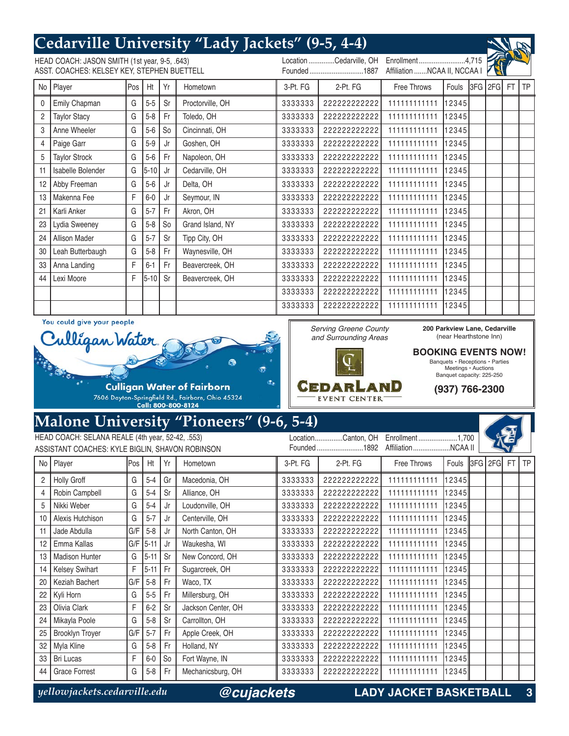## Cedarville University "Lady Jackets" (9-5, 4-4)

HEAD COACH: JASON SMITH (1st year, 9-5, .643)
ASST. COACHES: KELSEY KEY, STEPHEN BUETTELL

Location..............Cedarville, OH
Founded..............................1887
Enrollment.........................4,715
Affiliation.......NCAA II, NCCAA I

| No | Player | Pos | Ht | Yr | Hometown | 3-Pt. FG | 2-Pt. FG | Free Throws | Fouls | 3FG | 2FG | FT | TP |
|---|---|---|---|---|---|---|---|---|---|---|---|---|---|
| 0 | Emily Chapman | G | 5-5 | Sr | Proctorville, OH | 3333333 | 222222222222 | 111111111111 | 12345 | | | | |
| 2 | Taylor Stacy | G | 5-8 | Fr | Toledo, OH | 3333333 | 222222222222 | 111111111111 | 12345 | | | | |
| 3 | Anne Wheeler | G | 5-6 | So | Cincinnati, OH | 3333333 | 222222222222 | 111111111111 | 12345 | | | | |
| 4 | Paige Garr | G | 5-9 | Jr | Goshen, OH | 3333333 | 222222222222 | 111111111111 | 12345 | | | | |
| 5 | Taylor Strock | G | 5-6 | Fr | Napoleon, OH | 3333333 | 222222222222 | 111111111111 | 12345 | | | | |
| 11 | Isabelle Bolender | G | 5-10 | Jr | Cedarville, OH | 3333333 | 222222222222 | 111111111111 | 12345 | | | | |
| 12 | Abby Freeman | G | 5-6 | Jr | Delta, OH | 3333333 | 222222222222 | 111111111111 | 12345 | | | | |
| 13 | Makenna Fee | F | 6-0 | Jr | Seymour, IN | 3333333 | 222222222222 | 111111111111 | 12345 | | | | |
| 21 | Karli Anker | G | 5-7 | Fr | Akron, OH | 3333333 | 222222222222 | 111111111111 | 12345 | | | | |
| 23 | Lydia Sweeney | G | 5-8 | So | Grand Island, NY | 3333333 | 222222222222 | 111111111111 | 12345 | | | | |
| 24 | Allison Mader | G | 5-7 | Sr | Tipp City, OH | 3333333 | 222222222222 | 111111111111 | 12345 | | | | |
| 30 | Leah Butterbaugh | G | 5-8 | Fr | Waynesville, OH | 3333333 | 222222222222 | 111111111111 | 12345 | | | | |
| 33 | Anna Landing | F | 6-1 | Fr | Beavercreek, OH | 3333333 | 222222222222 | 111111111111 | 12345 | | | | |
| 44 | Lexi Moore | F | 5-10 | Sr | Beavercreek, OH | 3333333 | 222222222222 | 111111111111 | 12345 | | | | |
| | | | | | | 3333333 | 222222222222 | 111111111111 | 12345 | | | | |
| | | | | | | 3333333 | 222222222222 | 111111111111 | 12345 | | | | |

You could give your people Culligan Water.

**Culligan Water of Fairborn**
7606 Dayton-Springfield Rd., Fairborn, Ohio 45324
Call: 800-800-8124

*Serving Greene County and Surrounding Areas*

**CEDARLAND EVENT CENTER**

**200 Parkview Lane, Cedarville** (near Hearthstone Inn)

**BOOKING EVENTS NOW!**
Banquets • Receptions • Parties
Meetings • Auctions
Banquet capacity: 225-250

**(937) 766-2300**

## Malone University "Pioneers" (9-6, 5-4)

HEAD COACH: SELANA REALE (4th year, 52-42, .553)
ASSISTANT COACHES: KYLE BIGLIN, SHAVON ROBINSON

Location...............Canton, OH
Founded.........................1892
Enrollment.....................1,700
Affiliation....................NCAA II

| No | Player | Pos | Ht | Yr | Hometown | 3-Pt. FG | 2-Pt. FG | Free Throws | Fouls | 3FG | 2FG | FT | TP |
|---|---|---|---|---|---|---|---|---|---|---|---|---|---|
| 2 | Holly Groff | G | 5-4 | Gr | Macedonia, OH | 3333333 | 222222222222 | 111111111111 | 12345 | | | | |
| 4 | Robin Campbell | G | 5-4 | Sr | Alliance, OH | 3333333 | 222222222222 | 111111111111 | 12345 | | | | |
| 5 | Nikki Weber | G | 5-4 | Jr | Loudonville, OH | 3333333 | 222222222222 | 111111111111 | 12345 | | | | |
| 10 | Alexis Hutchison | G | 5-7 | Jr | Centerville, OH | 3333333 | 222222222222 | 111111111111 | 12345 | | | | |
| 11 | Jade Abdulla | G/F | 5-8 | Jr | North Canton, OH | 3333333 | 222222222222 | 111111111111 | 12345 | | | | |
| 12 | Emma Kallas | G/F | 5-11 | Jr | Waukesha, WI | 3333333 | 222222222222 | 111111111111 | 12345 | | | | |
| 13 | Madison Hunter | G | 5-11 | Sr | New Concord, OH | 3333333 | 222222222222 | 111111111111 | 12345 | | | | |
| 14 | Kelsey Swihart | F | 5-11 | Fr | Sugarcreek, OH | 3333333 | 222222222222 | 111111111111 | 12345 | | | | |
| 20 | Keziah Bachert | G/F | 5-8 | Fr | Waco, TX | 3333333 | 222222222222 | 111111111111 | 12345 | | | | |
| 22 | Kyli Horn | G | 5-5 | Fr | Millersburg, OH | 3333333 | 222222222222 | 111111111111 | 12345 | | | | |
| 23 | Olivia Clark | F | 6-2 | Sr | Jackson Center, OH | 3333333 | 222222222222 | 111111111111 | 12345 | | | | |
| 24 | Mikayla Poole | G | 5-8 | Sr | Carrollton, OH | 3333333 | 222222222222 | 111111111111 | 12345 | | | | |
| 25 | Brooklyn Troyer | G/F | 5-7 | Fr | Apple Creek, OH | 3333333 | 222222222222 | 111111111111 | 12345 | | | | |
| 32 | Myla Kline | G | 5-8 | Fr | Holland, NY | 3333333 | 222222222222 | 111111111111 | 12345 | | | | |
| 33 | Bri Lucas | F | 6-0 | So | Fort Wayne, IN | 3333333 | 222222222222 | 111111111111 | 12345 | | | | |
| 44 | Grace Forrest | G | 5-8 | Fr | Mechanicsburg, OH | 3333333 | 222222222222 | 111111111111 | 12345 | | | | |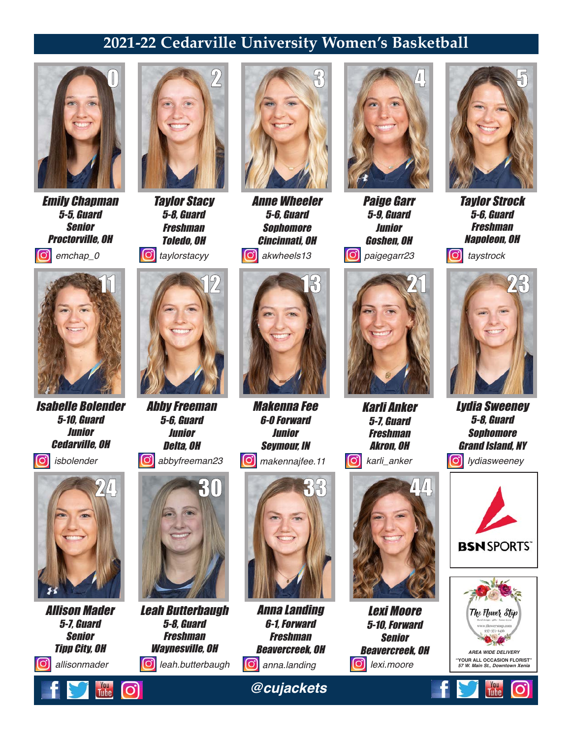# 2021-22 Cedarville University Women's Basketball

**0**
**Emily Chapman**
5-5, Guard
Senior
Proctorville, OH
emchap_0

**2**
**Taylor Stacy**
5-8, Guard
Freshman
Toledo, OH
taylorstacyy

**3**
**Anne Wheeler**
5-6, Guard
Sophomore
Cincinnati, OH
akwheels13

**4**
**Paige Garr**
5-9, Guard
Junior
Goshen, OH
paigegarr23

**5**
**Taylor Strock**
5-6, Guard
Freshman
Napoleon, OH
taystrock

**11**
**Isabelle Bolender**
5-10, Guard
Junior
Cedarville, OH
isbolender

**12**
**Abby Freeman**
5-6, Guard
Junior
Delta, OH
abbyfreeman23

**13**
**Makenna Fee**
6-0 Forward
Junior
Seymour, IN
makennajfee.11

**21**
**Karli Anker**
5-7, Guard
Freshman
Akron, OH
karli_anker

**23**
**Lydia Sweeney**
5-8, Guard
Sophomore
Grand Island, NY
lydiasweeney

**24**
**Allison Mader**
5-7, Guard
Senior
Tipp City, OH
allisonmader

**30**
**Leah Butterbaugh**
5-8, Guard
Freshman
Waynesville, OH
leah.butterbaugh

**33**
**Anna Landing**
6-1, Forward
Freshman
Beavercreek, OH
anna.landing

**44**
**Lexi Moore**
5-10, Forward
Senior
Beavercreek, OH
lexi.moore

BSN SPORTS

The Flower Stop
www.flowerstop.com
937-372-1436
AREA WIDE DELIVERY
"YOUR ALL OCCASION FLORIST"
57 W. Main St., Downtown Xenia

@cujackets